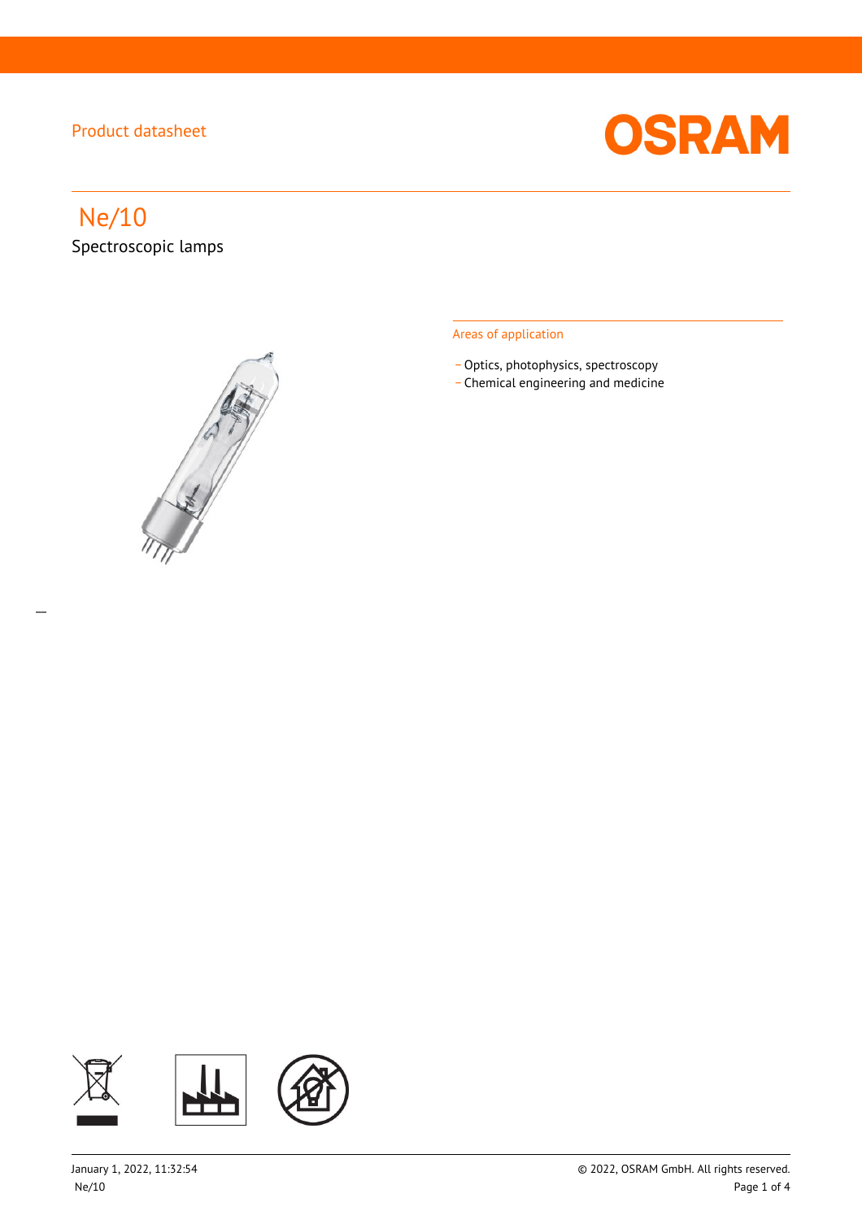Product datasheet

# Ne/10

Spectroscopic lamps

## Areas of application

- Optics, photophysics, spectroscopy
- Chemical engineering and medicine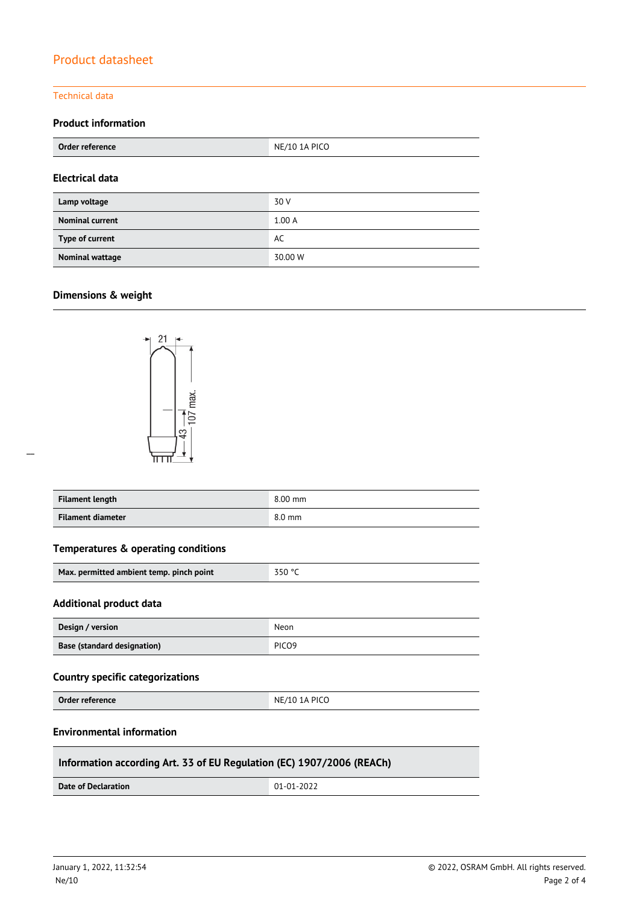# Product datasheet

## Technical data

### Product information

| Order reference | NE/10 1A PICO |
|---|---|

### Electrical data

| Lamp voltage | 30 V |
|---|---|
| Nominal current | 1.00 A |
| Type of current | AC |
| Nominal wattage | 30.00 W |

### Dimensions & weight

| Filament length | 8.00 mm |
|---|---|
| Filament diameter | 8.0 mm |

### Temperatures & operating conditions

| Max. permitted ambient temp. pinch point | 350 °C |
|---|---|

### Additional product data

| Design / version | Neon |
|---|---|
| Base (standard designation) | PICO9 |

### Country specific categorizations

| Order reference | NE/10 1A PICO |
|---|---|

### Environmental information

| Information according Art. 33 of EU Regulation (EC) 1907/2006 (REACh) | |
|---|---|
| Date of Declaration | 01-01-2022 |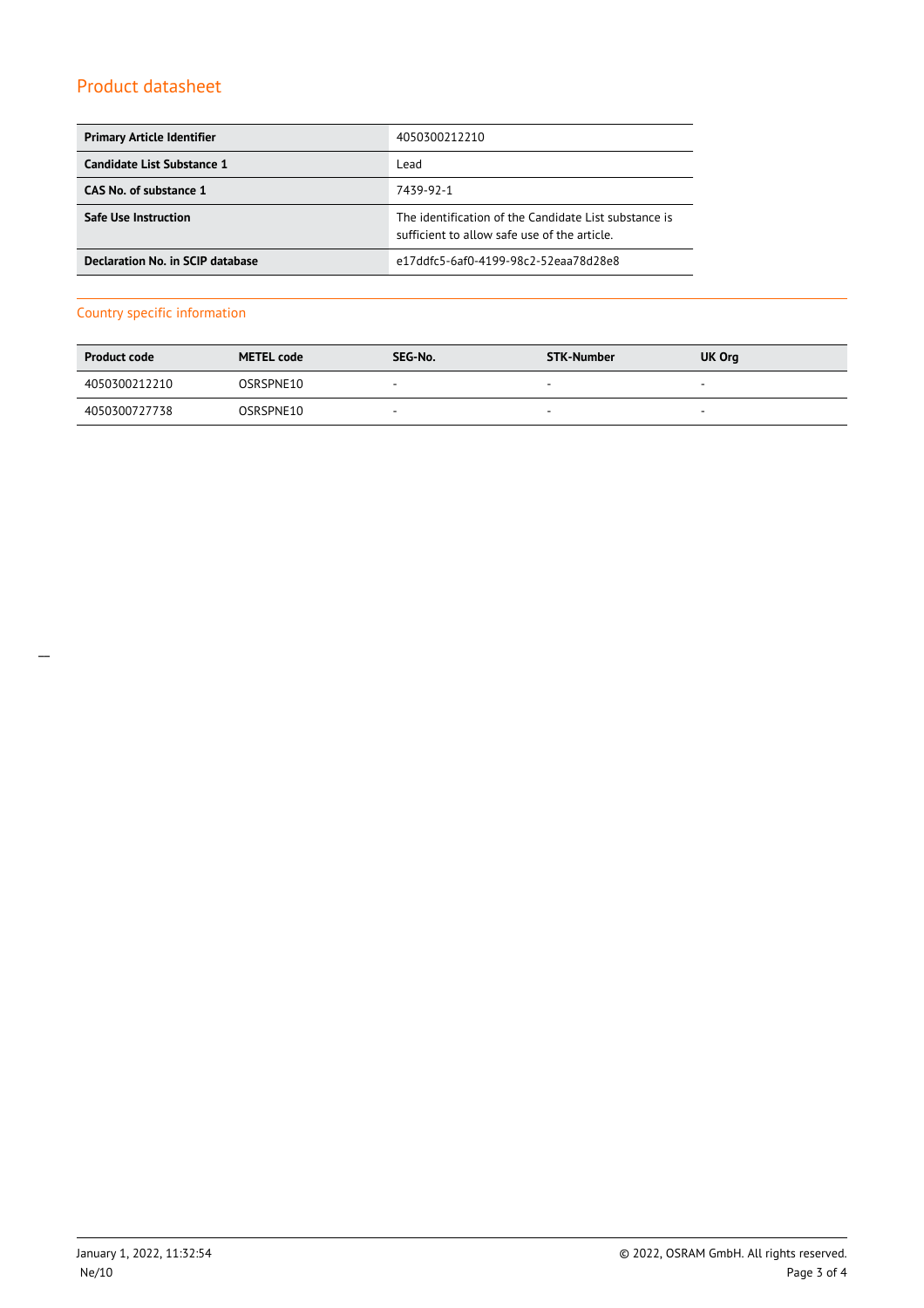| Primary Article Identifier | 4050300212210 |
| --- | --- |
| Candidate List Substance 1 | Lead |
| CAS No. of substance 1 | 7439-92-1 |
| Safe Use Instruction | The identification of the Candidate List substance is sufficient to allow safe use of the article. |
| Declaration No. in SCIP database | e17ddfc5-6af0-4199-98c2-52eaa78d28e8 |

## Country specific information

| Product code | METEL code | SEG-No. | STK-Number | UK Org |
| --- | --- | --- | --- | --- |
| 4050300212210 | OSRSPNE10 | - | - | - |
| 4050300727738 | OSRSPNE10 | - | - | - |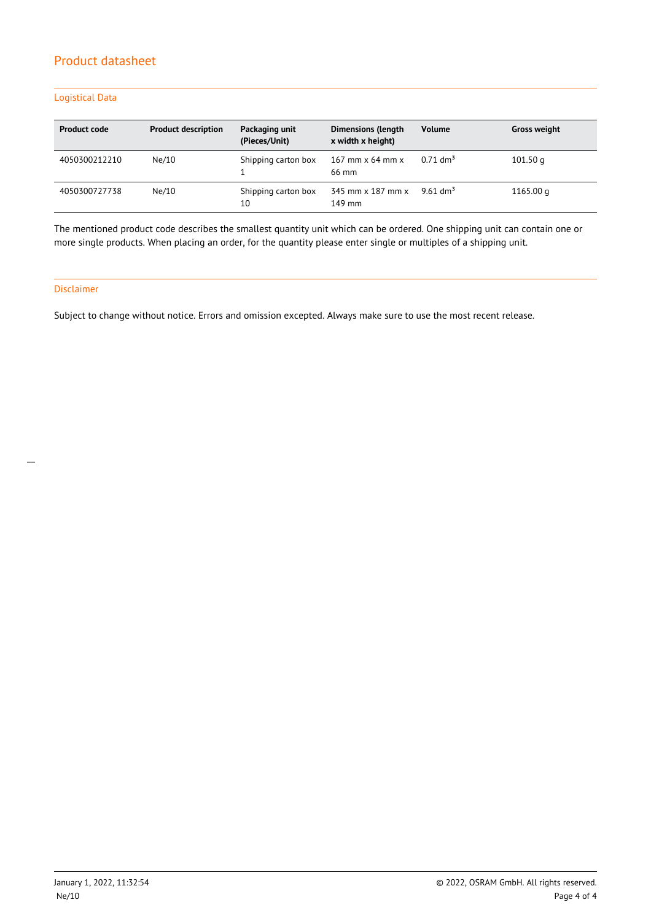## Logistical Data

| Product code | Product description | Packaging unit (Pieces/Unit) | Dimensions (length x width x height) | Volume | Gross weight |
|---|---|---|---|---|---|
| 4050300212210 | Ne/10 | Shipping carton box 1 | 167 mm x 64 mm x 66 mm | 0.71 $dm^3$ | 101.50 g |
| 4050300727738 | Ne/10 | Shipping carton box 10 | 345 mm x 187 mm x 149 mm | 9.61 $dm^3$ | 1165.00 g |

The mentioned product code describes the smallest quantity unit which can be ordered. One shipping unit can contain one or more single products. When placing an order, for the quantity please enter single or multiples of a shipping unit.

## Disclaimer

Subject to change without notice. Errors and omission excepted. Always make sure to use the most recent release.